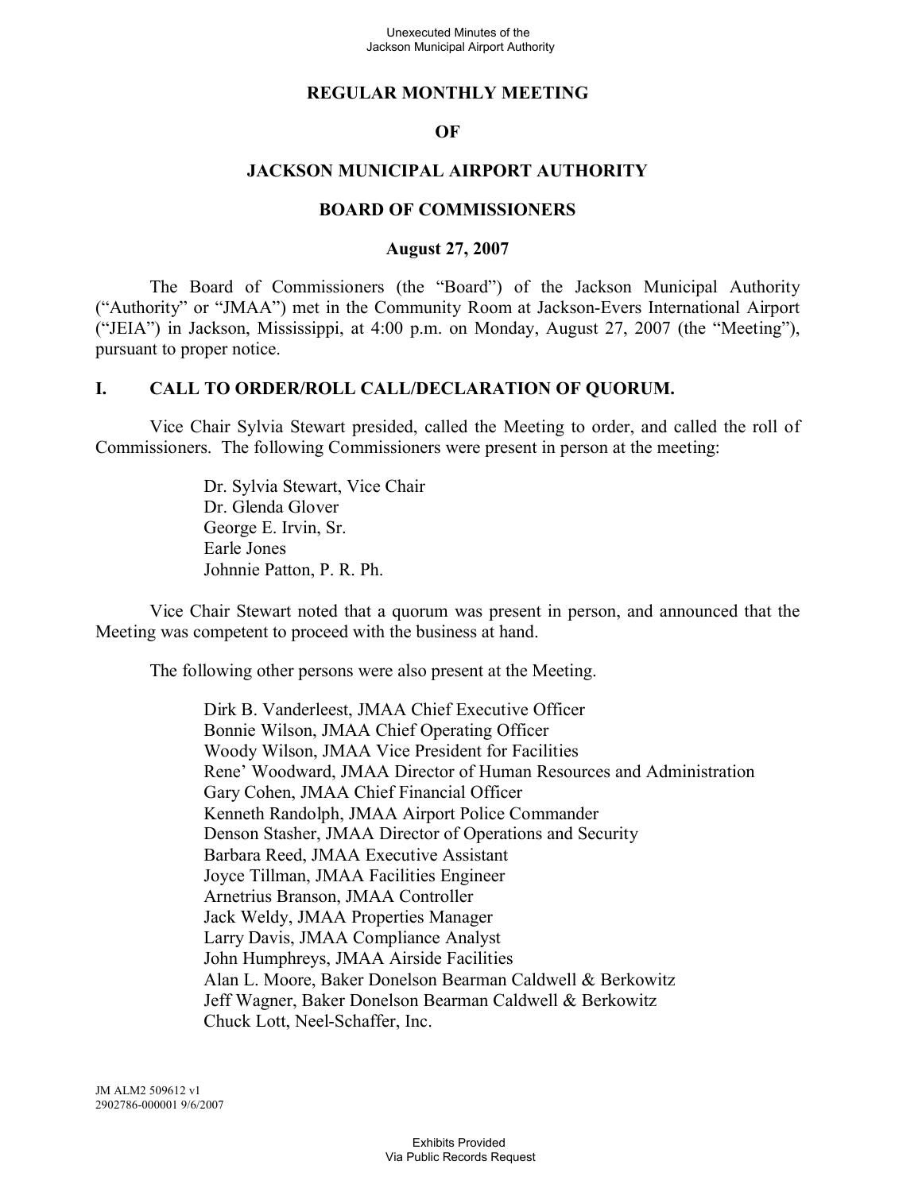# REGULAR MONTHLY MEETING

# OF

# JACKSON MUNICIPAL AIRPORT AUTHORITY

# BOARD OF COMMISSIONERS

## August 27, 2007

The Board of Commissioners (the "Board") of the Jackson Municipal Authority ("Authority" or "JMAA") met in the Community Room at Jackson-Evers International Airport ("JEIA") in Jackson, Mississippi, at 4:00 p.m. on Monday, August 27, 2007 (the "Meeting"), pursuant to proper notice.

## I. CALL TO ORDER/ROLL CALL/DECLARATION OF QUORUM.

Vice Chair Sylvia Stewart presided, called the Meeting to order, and called the roll of Commissioners. The following Commissioners were present in person at the meeting:

Dr. Sylvia Stewart, Vice Chair
Dr. Glenda Glover
George E. Irvin, Sr.
Earle Jones
Johnnie Patton, P. R. Ph.

Vice Chair Stewart noted that a quorum was present in person, and announced that the Meeting was competent to proceed with the business at hand.

The following other persons were also present at the Meeting.

Dirk B. Vanderleest, JMAA Chief Executive Officer
Bonnie Wilson, JMAA Chief Operating Officer
Woody Wilson, JMAA Vice President for Facilities
Rene' Woodward, JMAA Director of Human Resources and Administration
Gary Cohen, JMAA Chief Financial Officer
Kenneth Randolph, JMAA Airport Police Commander
Denson Stasher, JMAA Director of Operations and Security
Barbara Reed, JMAA Executive Assistant
Joyce Tillman, JMAA Facilities Engineer
Arnetrius Branson, JMAA Controller
Jack Weldy, JMAA Properties Manager
Larry Davis, JMAA Compliance Analyst
John Humphreys, JMAA Airside Facilities
Alan L. Moore, Baker Donelson Bearman Caldwell & Berkowitz
Jeff Wagner, Baker Donelson Bearman Caldwell & Berkowitz
Chuck Lott, Neel-Schaffer, Inc.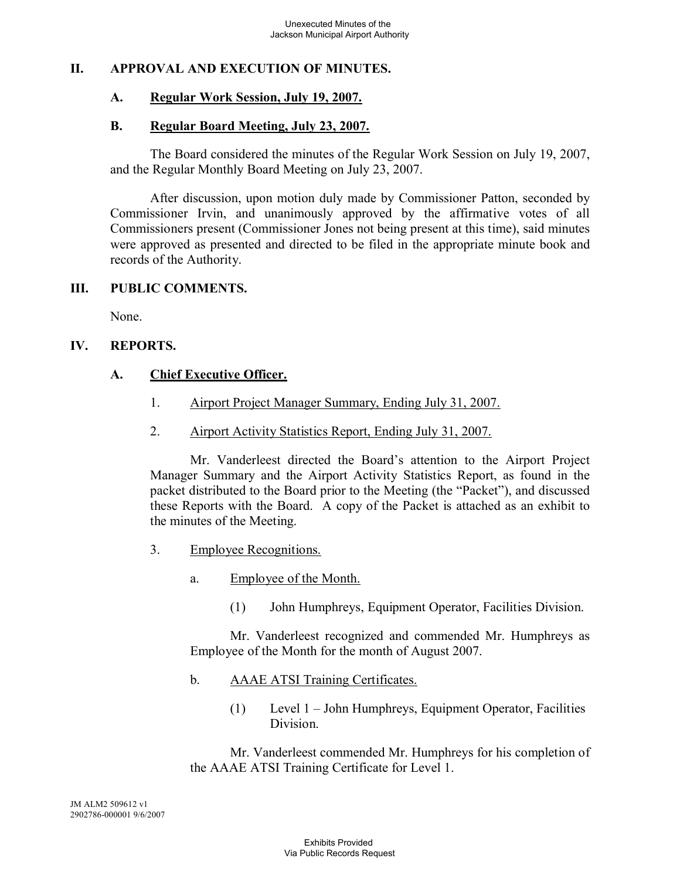## II. APPROVAL AND EXECUTION OF MINUTES.

### A. Regular Work Session, July 19, 2007.

### B. Regular Board Meeting, July 23, 2007.

The Board considered the minutes of the Regular Work Session on July 19, 2007, and the Regular Monthly Board Meeting on July 23, 2007.

After discussion, upon motion duly made by Commissioner Patton, seconded by Commissioner Irvin, and unanimously approved by the affirmative votes of all Commissioners present (Commissioner Jones not being present at this time), said minutes were approved as presented and directed to be filed in the appropriate minute book and records of the Authority.

## III. PUBLIC COMMENTS.

None.

## IV. REPORTS.

### A. Chief Executive Officer.

1. Airport Project Manager Summary, Ending July 31, 2007.

2. Airport Activity Statistics Report, Ending July 31, 2007.

Mr. Vanderleest directed the Board's attention to the Airport Project Manager Summary and the Airport Activity Statistics Report, as found in the packet distributed to the Board prior to the Meeting (the "Packet"), and discussed these Reports with the Board. A copy of the Packet is attached as an exhibit to the minutes of the Meeting.

3. Employee Recognitions.

   a. Employee of the Month.

      (1) John Humphreys, Equipment Operator, Facilities Division.

   Mr. Vanderleest recognized and commended Mr. Humphreys as Employee of the Month for the month of August 2007.

   b. AAAE ATSI Training Certificates.

      (1) Level 1 – John Humphreys, Equipment Operator, Facilities Division.

   Mr. Vanderleest commended Mr. Humphreys for his completion of the AAAE ATSI Training Certificate for Level 1.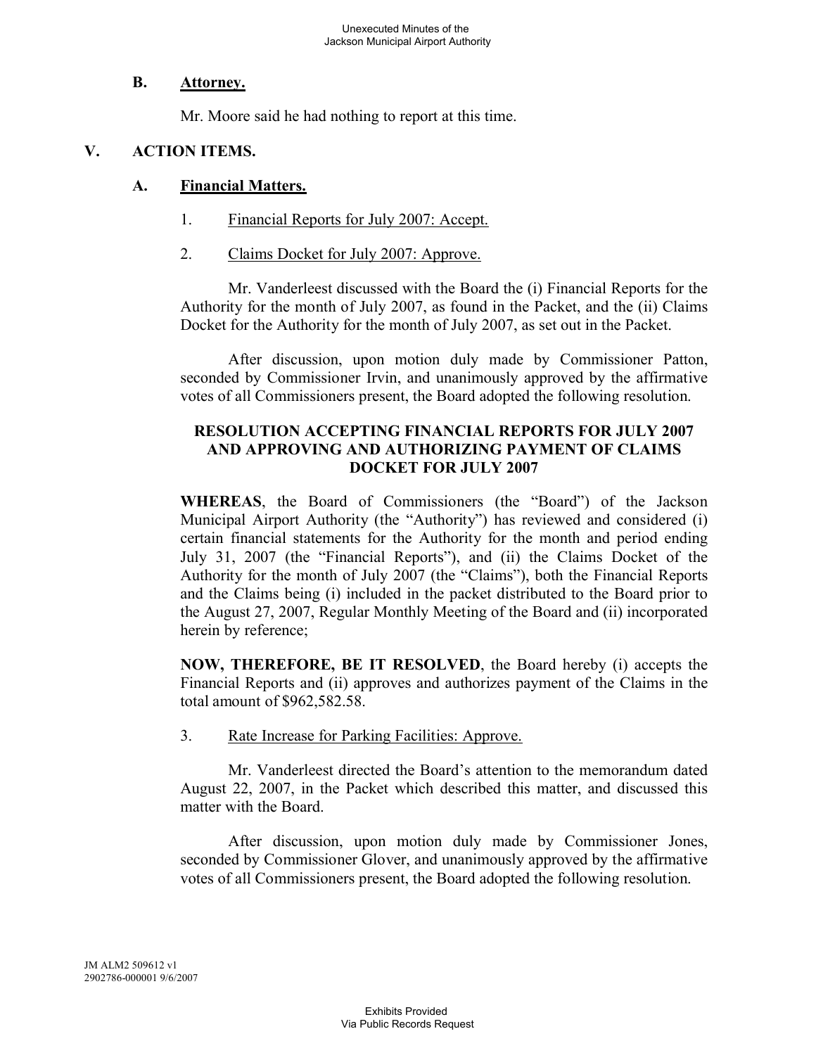### B. Attorney.

Mr. Moore said he had nothing to report at this time.

## V. ACTION ITEMS.

### A. Financial Matters.

1. Financial Reports for July 2007: Accept.

2. Claims Docket for July 2007: Approve.

Mr. Vanderleest discussed with the Board the (i) Financial Reports for the Authority for the month of July 2007, as found in the Packet, and the (ii) Claims Docket for the Authority for the month of July 2007, as set out in the Packet.

After discussion, upon motion duly made by Commissioner Patton, seconded by Commissioner Irvin, and unanimously approved by the affirmative votes of all Commissioners present, the Board adopted the following resolution.

**RESOLUTION ACCEPTING FINANCIAL REPORTS FOR JULY 2007 AND APPROVING AND AUTHORIZING PAYMENT OF CLAIMS DOCKET FOR JULY 2007**

**WHEREAS**, the Board of Commissioners (the "Board") of the Jackson Municipal Airport Authority (the "Authority") has reviewed and considered (i) certain financial statements for the Authority for the month and period ending July 31, 2007 (the "Financial Reports"), and (ii) the Claims Docket of the Authority for the month of July 2007 (the "Claims"), both the Financial Reports and the Claims being (i) included in the packet distributed to the Board prior to the August 27, 2007, Regular Monthly Meeting of the Board and (ii) incorporated herein by reference;

**NOW, THEREFORE, BE IT RESOLVED**, the Board hereby (i) accepts the Financial Reports and (ii) approves and authorizes payment of the Claims in the total amount of $962,582.58.

3. Rate Increase for Parking Facilities: Approve.

Mr. Vanderleest directed the Board's attention to the memorandum dated August 22, 2007, in the Packet which described this matter, and discussed this matter with the Board.

After discussion, upon motion duly made by Commissioner Jones, seconded by Commissioner Glover, and unanimously approved by the affirmative votes of all Commissioners present, the Board adopted the following resolution.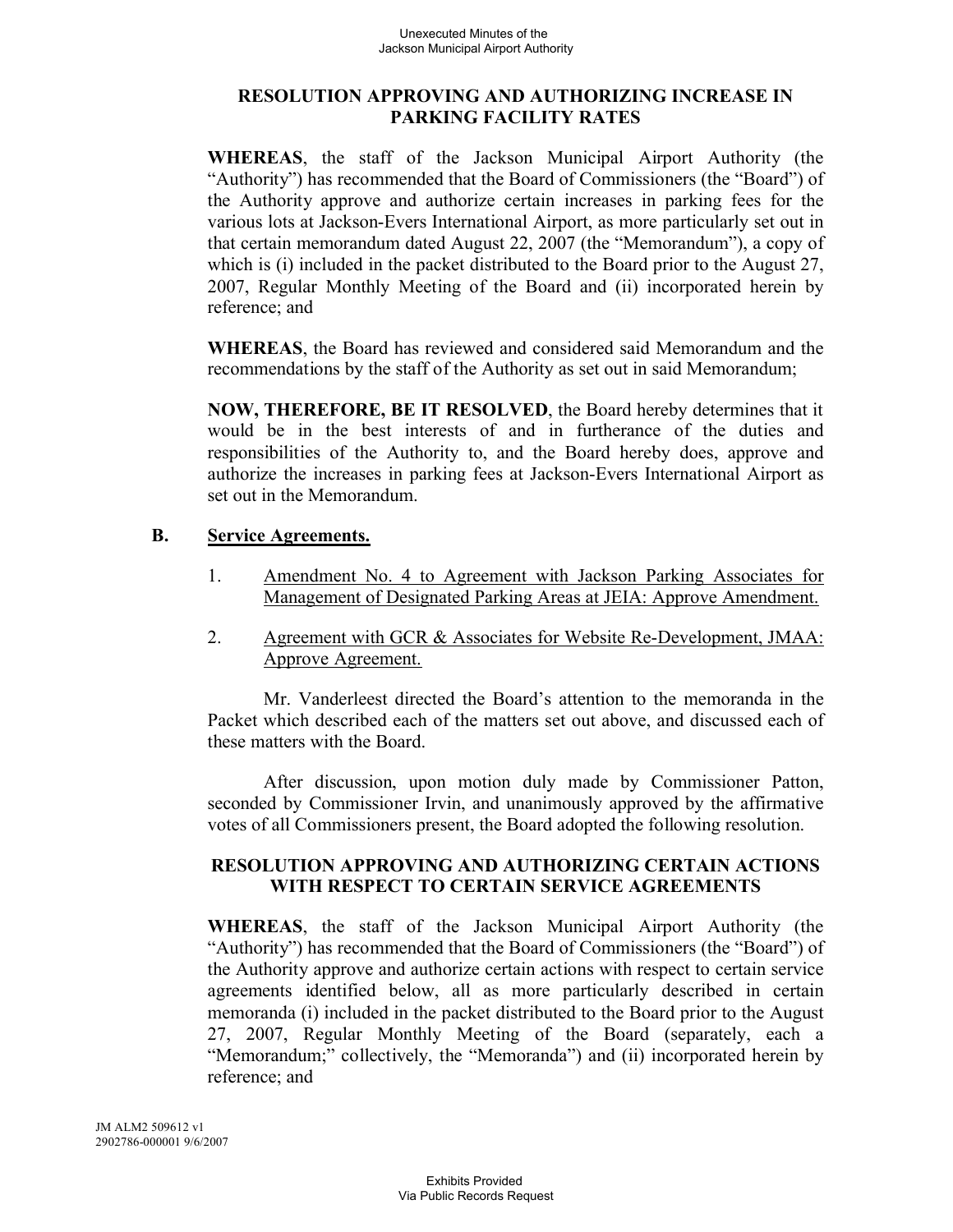### RESOLUTION APPROVING AND AUTHORIZING INCREASE IN PARKING FACILITY RATES

**WHEREAS**, the staff of the Jackson Municipal Airport Authority (the "Authority") has recommended that the Board of Commissioners (the "Board") of the Authority approve and authorize certain increases in parking fees for the various lots at Jackson-Evers International Airport, as more particularly set out in that certain memorandum dated August 22, 2007 (the "Memorandum"), a copy of which is (i) included in the packet distributed to the Board prior to the August 27, 2007, Regular Monthly Meeting of the Board and (ii) incorporated herein by reference; and

**WHEREAS**, the Board has reviewed and considered said Memorandum and the recommendations by the staff of the Authority as set out in said Memorandum;

**NOW, THEREFORE, BE IT RESOLVED**, the Board hereby determines that it would be in the best interests of and in furtherance of the duties and responsibilities of the Authority to, and the Board hereby does, approve and authorize the increases in parking fees at Jackson-Evers International Airport as set out in the Memorandum.

**B. Service Agreements.**

1. Amendment No. 4 to Agreement with Jackson Parking Associates for Management of Designated Parking Areas at JEIA: Approve Amendment.

2. Agreement with GCR & Associates for Website Re-Development, JMAA: Approve Agreement.

Mr. Vanderleest directed the Board's attention to the memoranda in the Packet which described each of the matters set out above, and discussed each of these matters with the Board.

After discussion, upon motion duly made by Commissioner Patton, seconded by Commissioner Irvin, and unanimously approved by the affirmative votes of all Commissioners present, the Board adopted the following resolution.

### RESOLUTION APPROVING AND AUTHORIZING CERTAIN ACTIONS WITH RESPECT TO CERTAIN SERVICE AGREEMENTS

**WHEREAS**, the staff of the Jackson Municipal Airport Authority (the "Authority") has recommended that the Board of Commissioners (the "Board") of the Authority approve and authorize certain actions with respect to certain service agreements identified below, all as more particularly described in certain memoranda (i) included in the packet distributed to the Board prior to the August 27, 2007, Regular Monthly Meeting of the Board (separately, each a "Memorandum;" collectively, the "Memoranda") and (ii) incorporated herein by reference; and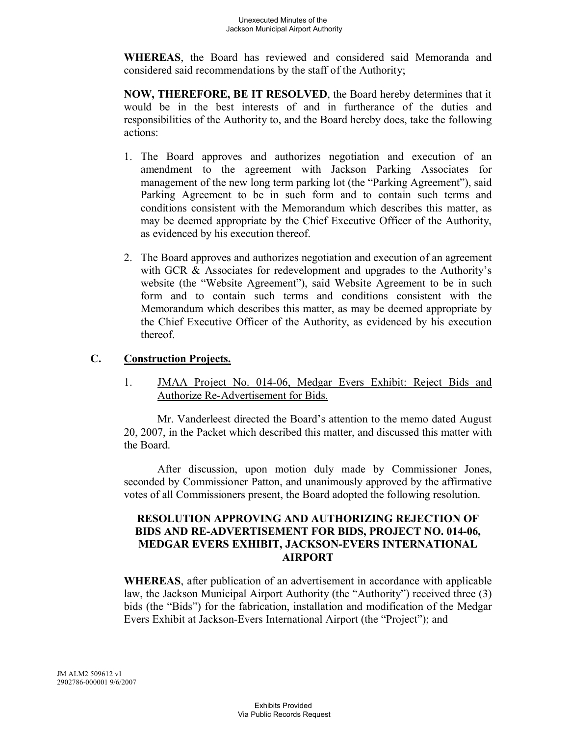**WHEREAS**, the Board has reviewed and considered said Memoranda and considered said recommendations by the staff of the Authority;

**NOW, THEREFORE, BE IT RESOLVED**, the Board hereby determines that it would be in the best interests of and in furtherance of the duties and responsibilities of the Authority to, and the Board hereby does, take the following actions:

1. The Board approves and authorizes negotiation and execution of an amendment to the agreement with Jackson Parking Associates for management of the new long term parking lot (the "Parking Agreement"), said Parking Agreement to be in such form and to contain such terms and conditions consistent with the Memorandum which describes this matter, as may be deemed appropriate by the Chief Executive Officer of the Authority, as evidenced by his execution thereof.

2. The Board approves and authorizes negotiation and execution of an agreement with GCR & Associates for redevelopment and upgrades to the Authority's website (the "Website Agreement"), said Website Agreement to be in such form and to contain such terms and conditions consistent with the Memorandum which describes this matter, as may be deemed appropriate by the Chief Executive Officer of the Authority, as evidenced by his execution thereof.

## C. Construction Projects.

1. JMAA Project No. 014-06, Medgar Evers Exhibit: Reject Bids and Authorize Re-Advertisement for Bids.

Mr. Vanderleest directed the Board's attention to the memo dated August 20, 2007, in the Packet which described this matter, and discussed this matter with the Board.

After discussion, upon motion duly made by Commissioner Jones, seconded by Commissioner Patton, and unanimously approved by the affirmative votes of all Commissioners present, the Board adopted the following resolution.

**RESOLUTION APPROVING AND AUTHORIZING REJECTION OF BIDS AND RE-ADVERTISEMENT FOR BIDS, PROJECT NO. 014-06, MEDGAR EVERS EXHIBIT, JACKSON-EVERS INTERNATIONAL AIRPORT**

**WHEREAS**, after publication of an advertisement in accordance with applicable law, the Jackson Municipal Airport Authority (the "Authority") received three (3) bids (the "Bids") for the fabrication, installation and modification of the Medgar Evers Exhibit at Jackson-Evers International Airport (the "Project"); and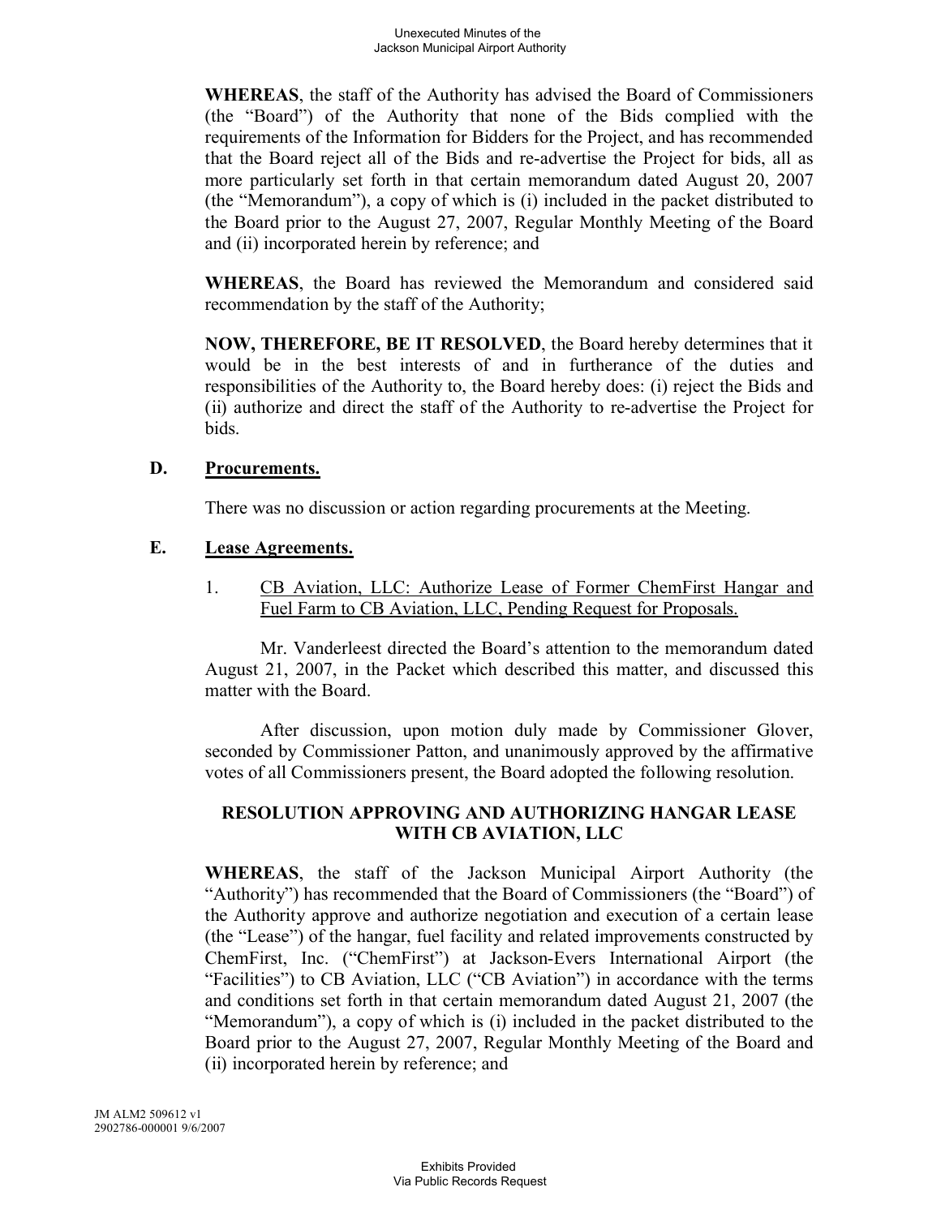**WHEREAS**, the staff of the Authority has advised the Board of Commissioners (the "Board") of the Authority that none of the Bids complied with the requirements of the Information for Bidders for the Project, and has recommended that the Board reject all of the Bids and re-advertise the Project for bids, all as more particularly set forth in that certain memorandum dated August 20, 2007 (the "Memorandum"), a copy of which is (i) included in the packet distributed to the Board prior to the August 27, 2007, Regular Monthly Meeting of the Board and (ii) incorporated herein by reference; and

**WHEREAS**, the Board has reviewed the Memorandum and considered said recommendation by the staff of the Authority;

**NOW, THEREFORE, BE IT RESOLVED**, the Board hereby determines that it would be in the best interests of and in furtherance of the duties and responsibilities of the Authority to, the Board hereby does: (i) reject the Bids and (ii) authorize and direct the staff of the Authority to re-advertise the Project for bids.

### D. Procurements.

There was no discussion or action regarding procurements at the Meeting.

### E. Lease Agreements.

1. CB Aviation, LLC: Authorize Lease of Former ChemFirst Hangar and Fuel Farm to CB Aviation, LLC, Pending Request for Proposals.

Mr. Vanderleest directed the Board's attention to the memorandum dated August 21, 2007, in the Packet which described this matter, and discussed this matter with the Board.

After discussion, upon motion duly made by Commissioner Glover, seconded by Commissioner Patton, and unanimously approved by the affirmative votes of all Commissioners present, the Board adopted the following resolution.

**RESOLUTION APPROVING AND AUTHORIZING HANGAR LEASE WITH CB AVIATION, LLC**

**WHEREAS**, the staff of the Jackson Municipal Airport Authority (the "Authority") has recommended that the Board of Commissioners (the "Board") of the Authority approve and authorize negotiation and execution of a certain lease (the "Lease") of the hangar, fuel facility and related improvements constructed by ChemFirst, Inc. ("ChemFirst") at Jackson-Evers International Airport (the "Facilities") to CB Aviation, LLC ("CB Aviation") in accordance with the terms and conditions set forth in that certain memorandum dated August 21, 2007 (the "Memorandum"), a copy of which is (i) included in the packet distributed to the Board prior to the August 27, 2007, Regular Monthly Meeting of the Board and (ii) incorporated herein by reference; and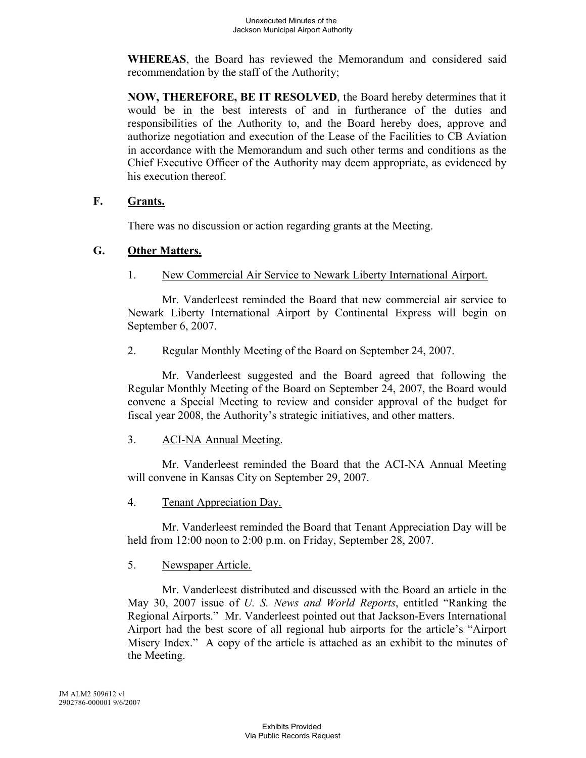**WHEREAS**, the Board has reviewed the Memorandum and considered said recommendation by the staff of the Authority;

**NOW, THEREFORE, BE IT RESOLVED**, the Board hereby determines that it would be in the best interests of and in furtherance of the duties and responsibilities of the Authority to, and the Board hereby does, approve and authorize negotiation and execution of the Lease of the Facilities to CB Aviation in accordance with the Memorandum and such other terms and conditions as the Chief Executive Officer of the Authority may deem appropriate, as evidenced by his execution thereof.

**F. Grants.**

There was no discussion or action regarding grants at the Meeting.

**G. Other Matters.**

1. New Commercial Air Service to Newark Liberty International Airport.

Mr. Vanderleest reminded the Board that new commercial air service to Newark Liberty International Airport by Continental Express will begin on September 6, 2007.

2. Regular Monthly Meeting of the Board on September 24, 2007.

Mr. Vanderleest suggested and the Board agreed that following the Regular Monthly Meeting of the Board on September 24, 2007, the Board would convene a Special Meeting to review and consider approval of the budget for fiscal year 2008, the Authority's strategic initiatives, and other matters.

3. ACI-NA Annual Meeting.

Mr. Vanderleest reminded the Board that the ACI-NA Annual Meeting will convene in Kansas City on September 29, 2007.

4. Tenant Appreciation Day.

Mr. Vanderleest reminded the Board that Tenant Appreciation Day will be held from 12:00 noon to 2:00 p.m. on Friday, September 28, 2007.

5. Newspaper Article.

Mr. Vanderleest distributed and discussed with the Board an article in the May 30, 2007 issue of *U. S. News and World Reports*, entitled "Ranking the Regional Airports." Mr. Vanderleest pointed out that Jackson-Evers International Airport had the best score of all regional hub airports for the article's "Airport Misery Index." A copy of the article is attached as an exhibit to the minutes of the Meeting.

JM ALM2 509612 v1
2902786-000001 9/6/2007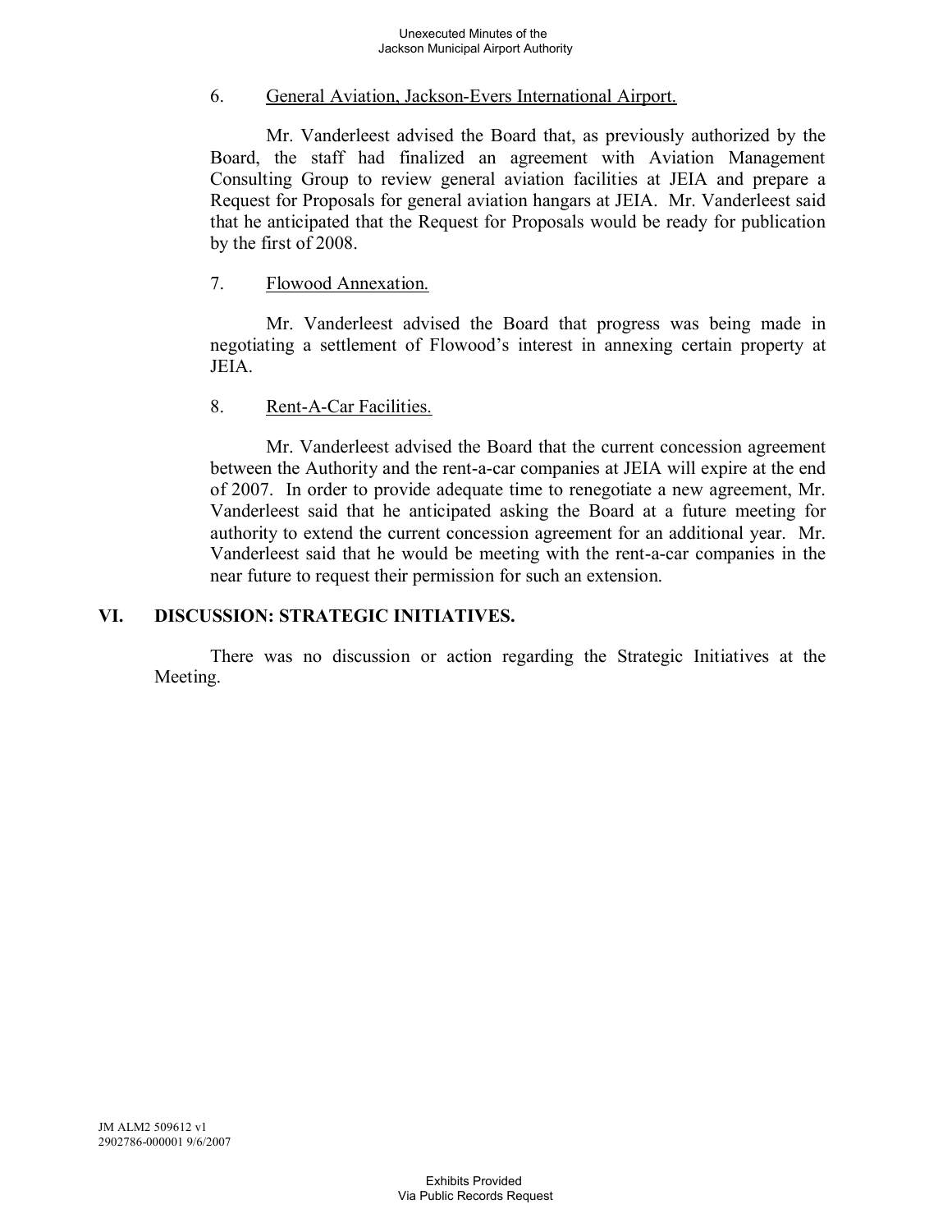6. General Aviation, Jackson-Evers International Airport.

Mr. Vanderleest advised the Board that, as previously authorized by the Board, the staff had finalized an agreement with Aviation Management Consulting Group to review general aviation facilities at JEIA and prepare a Request for Proposals for general aviation hangars at JEIA. Mr. Vanderleest said that he anticipated that the Request for Proposals would be ready for publication by the first of 2008.

7. Flowood Annexation.

Mr. Vanderleest advised the Board that progress was being made in negotiating a settlement of Flowood's interest in annexing certain property at JEIA.

8. Rent-A-Car Facilities.

Mr. Vanderleest advised the Board that the current concession agreement between the Authority and the rent-a-car companies at JEIA will expire at the end of 2007. In order to provide adequate time to renegotiate a new agreement, Mr. Vanderleest said that he anticipated asking the Board at a future meeting for authority to extend the current concession agreement for an additional year. Mr. Vanderleest said that he would be meeting with the rent-a-car companies in the near future to request their permission for such an extension.

## VI. DISCUSSION: STRATEGIC INITIATIVES.

There was no discussion or action regarding the Strategic Initiatives at the Meeting.

JM ALM2 509612 v1
2902786-000001 9/6/2007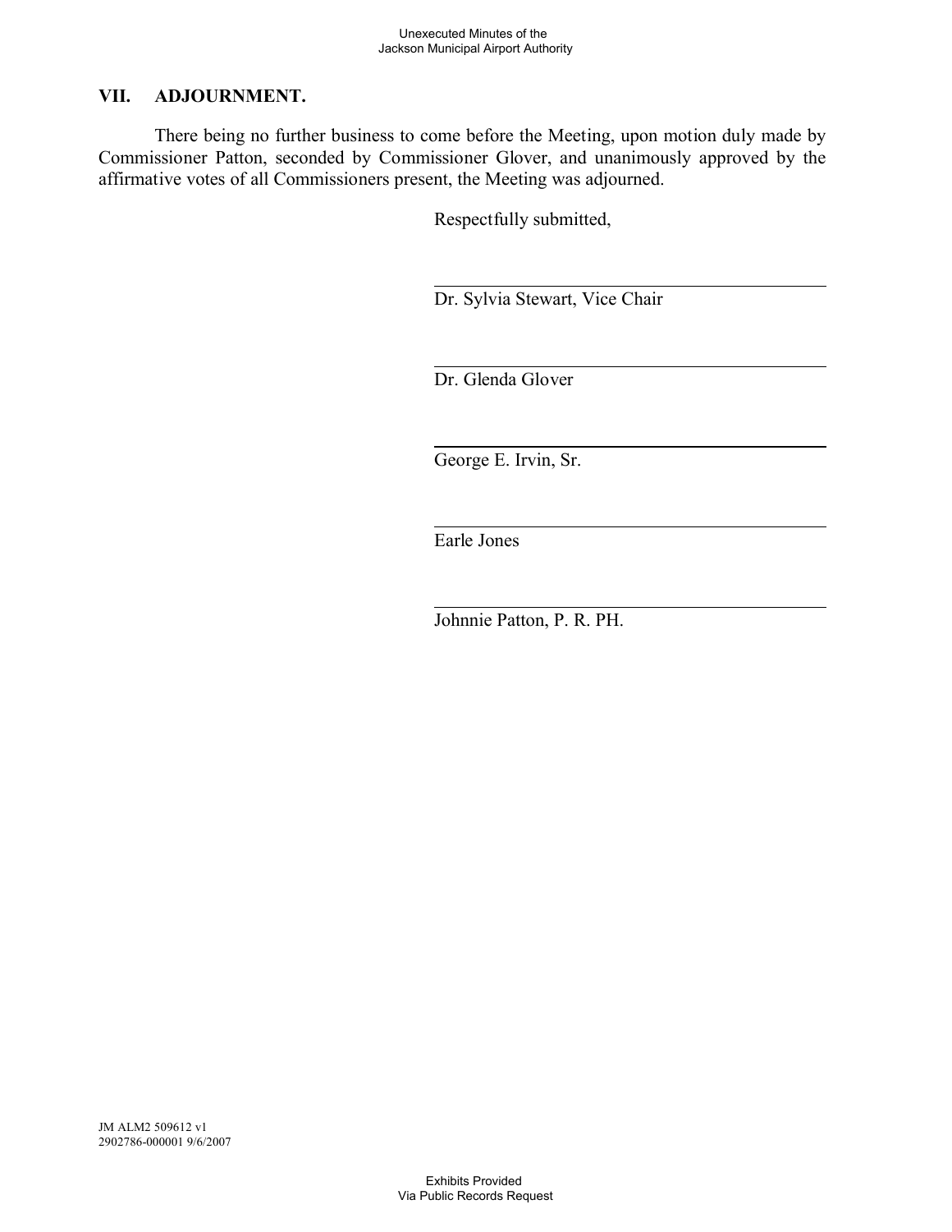## VII. ADJOURNMENT.

There being no further business to come before the Meeting, upon motion duly made by Commissioner Patton, seconded by Commissioner Glover, and unanimously approved by the affirmative votes of all Commissioners present, the Meeting was adjourned.

Respectfully submitted,

\_\_\_\_\_\_\_\_\_\_\_\_\_\_\_\_\_\_\_\_\_\_\_\_\_\_\_\_\_\_\_\_\_\_\_\_\_\_\_\_
Dr. Sylvia Stewart, Vice Chair

\_\_\_\_\_\_\_\_\_\_\_\_\_\_\_\_\_\_\_\_\_\_\_\_\_\_\_\_\_\_\_\_\_\_\_\_\_\_\_\_
Dr. Glenda Glover

\_\_\_\_\_\_\_\_\_\_\_\_\_\_\_\_\_\_\_\_\_\_\_\_\_\_\_\_\_\_\_\_\_\_\_\_\_\_\_\_
George E. Irvin, Sr.

\_\_\_\_\_\_\_\_\_\_\_\_\_\_\_\_\_\_\_\_\_\_\_\_\_\_\_\_\_\_\_\_\_\_\_\_\_\_\_\_
Earle Jones

\_\_\_\_\_\_\_\_\_\_\_\_\_\_\_\_\_\_\_\_\_\_\_\_\_\_\_\_\_\_\_\_\_\_\_\_\_\_\_\_
Johnnie Patton, P. R. PH.

JM ALM2 509612 v1
2902786-000001 9/6/2007